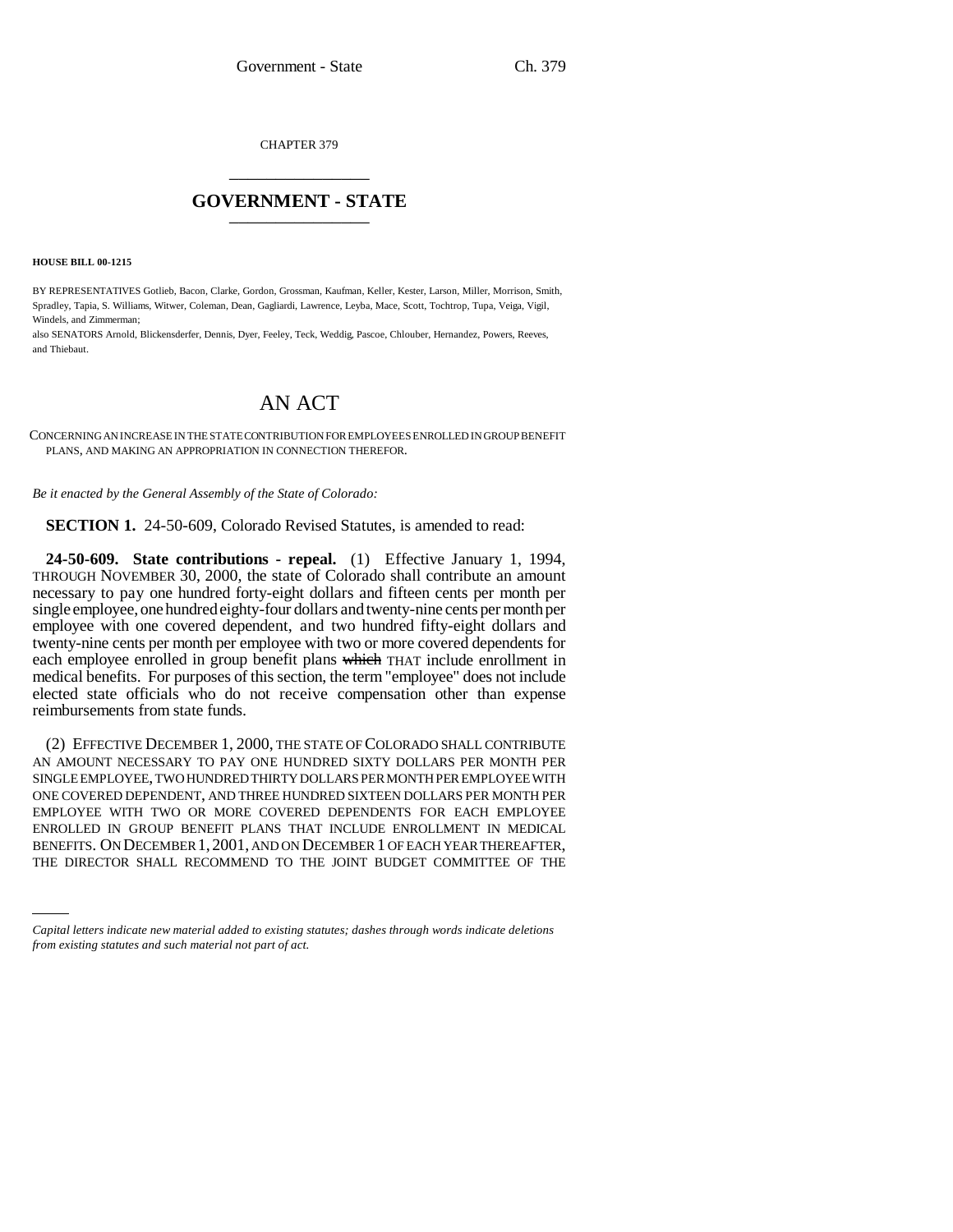CHAPTER 379

# GOVERNMENT - STATE

**HOUSE BILL 00-1215**

BY REPRESENTATIVES Gotlieb, Bacon, Clarke, Gordon, Grossman, Kaufman, Keller, Kester, Larson, Miller, Morrison, Smith, Spradley, Tapia, S. Williams, Witwer, Coleman, Dean, Gagliardi, Lawrence, Leyba, Mace, Scott, Tochtrop, Tupa, Veiga, Vigil, Windels, and Zimmerman;

also SENATORS Arnold, Blickensderfer, Dennis, Dyer, Feeley, Teck, Weddig, Pascoe, Chlouber, Hernandez, Powers, Reeves, and Thiebaut.

# AN ACT

CONCERNING AN INCREASE IN THE STATE CONTRIBUTION FOR EMPLOYEES ENROLLED IN GROUP BENEFIT PLANS, AND MAKING AN APPROPRIATION IN CONNECTION THEREFOR.

*Be it enacted by the General Assembly of the State of Colorado:*

**SECTION 1.** 24-50-609, Colorado Revised Statutes, is amended to read:

**24-50-609. State contributions - repeal.** (1) Effective January 1, 1994, THROUGH NOVEMBER 30, 2000, the state of Colorado shall contribute an amount necessary to pay one hundred forty-eight dollars and fifteen cents per month per single employee, one hundred eighty-four dollars and twenty-nine cents per month per employee with one covered dependent, and two hundred fifty-eight dollars and twenty-nine cents per month per employee with two or more covered dependents for each employee enrolled in group benefit plans ~~which~~ THAT include enrollment in medical benefits. For purposes of this section, the term "employee" does not include elected state officials who do not receive compensation other than expense reimbursements from state funds.

(2) EFFECTIVE DECEMBER 1, 2000, THE STATE OF COLORADO SHALL CONTRIBUTE AN AMOUNT NECESSARY TO PAY ONE HUNDRED SIXTY DOLLARS PER MONTH PER SINGLE EMPLOYEE, TWO HUNDRED THIRTY DOLLARS PER MONTH PER EMPLOYEE WITH ONE COVERED DEPENDENT, AND THREE HUNDRED SIXTEEN DOLLARS PER MONTH PER EMPLOYEE WITH TWO OR MORE COVERED DEPENDENTS FOR EACH EMPLOYEE ENROLLED IN GROUP BENEFIT PLANS THAT INCLUDE ENROLLMENT IN MEDICAL BENEFITS. ON DECEMBER 1, 2001, AND ON DECEMBER 1 OF EACH YEAR THEREAFTER, THE DIRECTOR SHALL RECOMMEND TO THE JOINT BUDGET COMMITTEE OF THE

*Capital letters indicate new material added to existing statutes; dashes through words indicate deletions from existing statutes and such material not part of act.*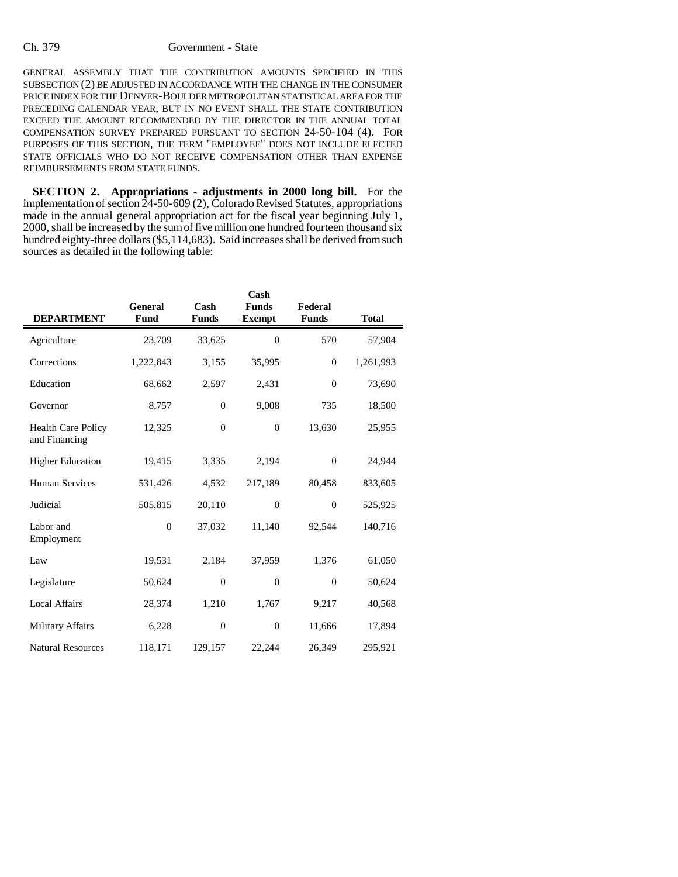GENERAL ASSEMBLY THAT THE CONTRIBUTION AMOUNTS SPECIFIED IN THIS SUBSECTION (2) BE ADJUSTED IN ACCORDANCE WITH THE CHANGE IN THE CONSUMER PRICE INDEX FOR THE DENVER-BOULDER METROPOLITAN STATISTICAL AREA FOR THE PRECEDING CALENDAR YEAR, BUT IN NO EVENT SHALL THE STATE CONTRIBUTION EXCEED THE AMOUNT RECOMMENDED BY THE DIRECTOR IN THE ANNUAL TOTAL COMPENSATION SURVEY PREPARED PURSUANT TO SECTION 24-50-104 (4). FOR PURPOSES OF THIS SECTION, THE TERM "EMPLOYEE" DOES NOT INCLUDE ELECTED STATE OFFICIALS WHO DO NOT RECEIVE COMPENSATION OTHER THAN EXPENSE REIMBURSEMENTS FROM STATE FUNDS.

**SECTION 2. Appropriations - adjustments in 2000 long bill.** For the implementation of section 24-50-609 (2), Colorado Revised Statutes, appropriations made in the annual general appropriation act for the fiscal year beginning July 1, 2000, shall be increased by the sum of five million one hundred fourteen thousand six hundred eighty-three dollars ($5,114,683). Said increases shall be derived from such sources as detailed in the following table:

| DEPARTMENT | General Fund | Cash Funds | Cash Funds Exempt | Federal Funds | Total |
|---|---|---|---|---|---|
| Agriculture | 23,709 | 33,625 | 0 | 570 | 57,904 |
| Corrections | 1,222,843 | 3,155 | 35,995 | 0 | 1,261,993 |
| Education | 68,662 | 2,597 | 2,431 | 0 | 73,690 |
| Governor | 8,757 | 0 | 9,008 | 735 | 18,500 |
| Health Care Policy and Financing | 12,325 | 0 | 0 | 13,630 | 25,955 |
| Higher Education | 19,415 | 3,335 | 2,194 | 0 | 24,944 |
| Human Services | 531,426 | 4,532 | 217,189 | 80,458 | 833,605 |
| Judicial | 505,815 | 20,110 | 0 | 0 | 525,925 |
| Labor and Employment | 0 | 37,032 | 11,140 | 92,544 | 140,716 |
| Law | 19,531 | 2,184 | 37,959 | 1,376 | 61,050 |
| Legislature | 50,624 | 0 | 0 | 0 | 50,624 |
| Local Affairs | 28,374 | 1,210 | 1,767 | 9,217 | 40,568 |
| Military Affairs | 6,228 | 0 | 0 | 11,666 | 17,894 |
| Natural Resources | 118,171 | 129,157 | 22,244 | 26,349 | 295,921 |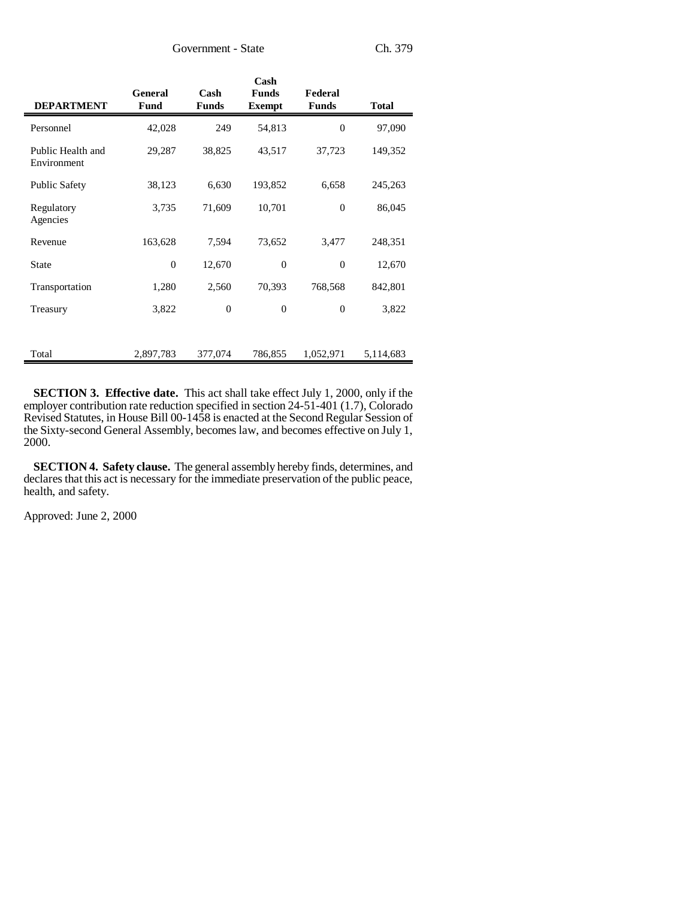| DEPARTMENT | General Fund | Cash Funds | Cash Funds Exempt | Federal Funds | Total |
|---|---|---|---|---|---|
| Personnel | 42,028 | 249 | 54,813 | 0 | 97,090 |
| Public Health and Environment | 29,287 | 38,825 | 43,517 | 37,723 | 149,352 |
| Public Safety | 38,123 | 6,630 | 193,852 | 6,658 | 245,263 |
| Regulatory Agencies | 3,735 | 71,609 | 10,701 | 0 | 86,045 |
| Revenue | 163,628 | 7,594 | 73,652 | 3,477 | 248,351 |
| State | 0 | 12,670 | 0 | 0 | 12,670 |
| Transportation | 1,280 | 2,560 | 70,393 | 768,568 | 842,801 |
| Treasury | 3,822 | 0 | 0 | 0 | 3,822 |
| Total | 2,897,783 | 377,074 | 786,855 | 1,052,971 | 5,114,683 |

**SECTION 3. Effective date.** This act shall take effect July 1, 2000, only if the employer contribution rate reduction specified in section 24-51-401 (1.7), Colorado Revised Statutes, in House Bill 00-1458 is enacted at the Second Regular Session of the Sixty-second General Assembly, becomes law, and becomes effective on July 1, 2000.

**SECTION 4. Safety clause.** The general assembly hereby finds, determines, and declares that this act is necessary for the immediate preservation of the public peace, health, and safety.

Approved: June 2, 2000